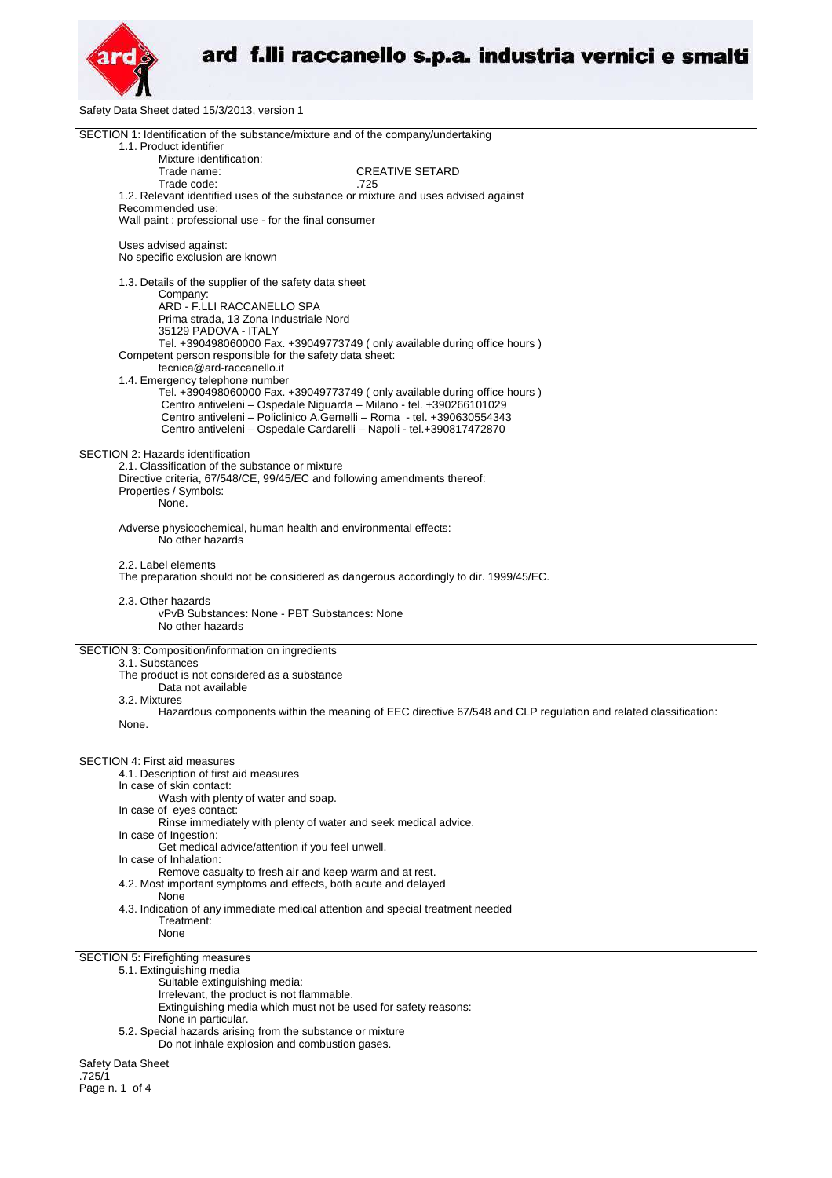Safety Data Sheet dated 15/3/2013, version 1

## SECTION 1: Identification of the substance/mixture and of the company/undertaking

1.1. Product identifier

Mixture identification:

Trade name: CREATIVE SETARD

Trade code: .725

1.2. Relevant identified uses of the substance or mixture and uses advised against

Recommended use:

Wall paint ; professional use - for the final consumer

Uses advised against:

No specific exclusion are known

1.3. Details of the supplier of the safety data sheet

Company:

ARD - F.LLI RACCANELLO SPA
Prima strada, 13 Zona Industriale Nord
35129 PADOVA - ITALY
Tel. +390498060000 Fax. +39049773749 ( only available during office hours )

Competent person responsible for the safety data sheet:

tecnica@ard-raccanello.it

1.4. Emergency telephone number

Tel. +390498060000 Fax. +39049773749 ( only available during office hours )
Centro antiveleni – Ospedale Niguarda – Milano - tel. +390266101029
Centro antiveleni – Policlinico A.Gemelli – Roma - tel. +390630554343
Centro antiveleni – Ospedale Cardarelli – Napoli - tel.+390817472870

## SECTION 2: Hazards identification

2.1. Classification of the substance or mixture

Directive criteria, 67/548/CE, 99/45/EC and following amendments thereof:

Properties / Symbols:

None.

Adverse physicochemical, human health and environmental effects:

No other hazards

2.2. Label elements

The preparation should not be considered as dangerous accordingly to dir. 1999/45/EC.

2.3. Other hazards

vPvB Substances: None - PBT Substances: None

No other hazards

## SECTION 3: Composition/information on ingredients

3.1. Substances

The product is not considered as a substance

Data not available

3.2. Mixtures

Hazardous components within the meaning of EEC directive 67/548 and CLP regulation and related classification:

None.

## SECTION 4: First aid measures

4.1. Description of first aid measures

In case of skin contact:

Wash with plenty of water and soap.

In case of eyes contact:

Rinse immediately with plenty of water and seek medical advice.

In case of Ingestion:

Get medical advice/attention if you feel unwell.

In case of Inhalation:

Remove casualty to fresh air and keep warm and at rest.

4.2. Most important symptoms and effects, both acute and delayed

None

4.3. Indication of any immediate medical attention and special treatment needed

Treatment:

None

## SECTION 5: Firefighting measures

5.1. Extinguishing media

Suitable extinguishing media:

Irrelevant, the product is not flammable.

Extinguishing media which must not be used for safety reasons:

None in particular.

5.2. Special hazards arising from the substance or mixture

Do not inhale explosion and combustion gases.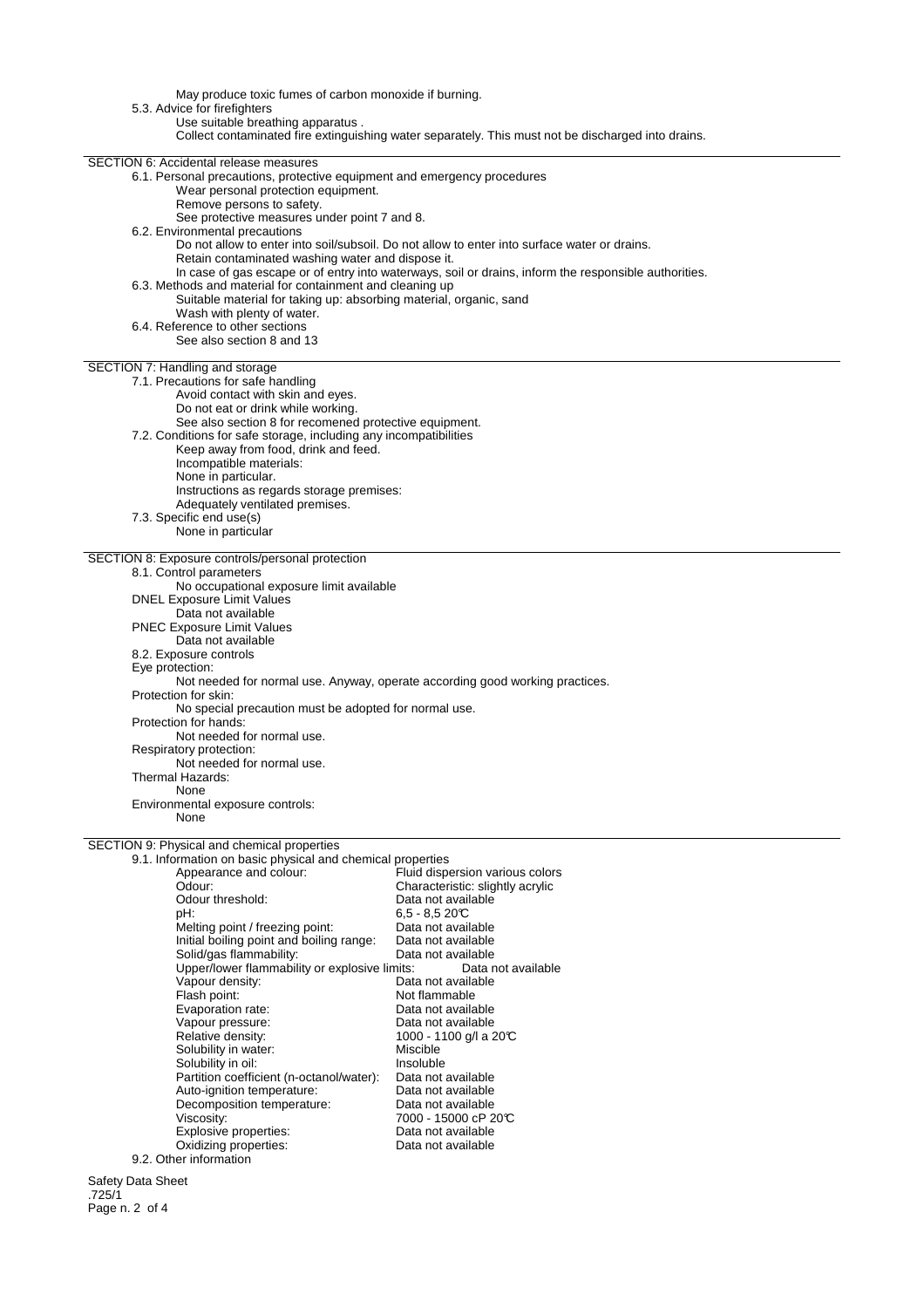May produce toxic fumes of carbon monoxide if burning.

5.3. Advice for firefighters

Use suitable breathing apparatus .

Collect contaminated fire extinguishing water separately. This must not be discharged into drains.

## SECTION 6: Accidental release measures

6.1. Personal precautions, protective equipment and emergency procedures

Wear personal protection equipment.

Remove persons to safety.

See protective measures under point 7 and 8.

6.2. Environmental precautions

Do not allow to enter into soil/subsoil. Do not allow to enter into surface water or drains.

Retain contaminated washing water and dispose it.

In case of gas escape or of entry into waterways, soil or drains, inform the responsible authorities.

6.3. Methods and material for containment and cleaning up

Suitable material for taking up: absorbing material, organic, sand

Wash with plenty of water.

6.4. Reference to other sections

See also section 8 and 13

## SECTION 7: Handling and storage

7.1. Precautions for safe handling

Avoid contact with skin and eyes.

Do not eat or drink while working.

See also section 8 for recomened protective equipment.

7.2. Conditions for safe storage, including any incompatibilities

Keep away from food, drink and feed.

Incompatible materials:

None in particular.

Instructions as regards storage premises:

Adequately ventilated premises.

7.3. Specific end use(s)

None in particular

## SECTION 8: Exposure controls/personal protection

8.1. Control parameters

No occupational exposure limit available

DNEL Exposure Limit Values

Data not available

PNEC Exposure Limit Values

Data not available

8.2. Exposure controls

Eye protection:

Not needed for normal use. Anyway, operate according good working practices.

Protection for skin:

No special precaution must be adopted for normal use.

Protection for hands:

Not needed for normal use.

Respiratory protection:

Not needed for normal use.

Thermal Hazards:

None

Environmental exposure controls:

None

## SECTION 9: Physical and chemical properties

9.1. Information on basic physical and chemical properties

| Property | Value |
|---|---|
| Appearance and colour: | Fluid dispersion various colors |
| Odour: | Characteristic: slightly acrylic |
| Odour threshold: | Data not available |
| pH: | 6,5 - 8,5 20°C |
| Melting point / freezing point: | Data not available |
| Initial boiling point and boiling range: | Data not available |
| Solid/gas flammability: | Data not available |
| Upper/lower flammability or explosive limits: | Data not available |
| Vapour density: | Data not available |
| Flash point: | Not flammable |
| Evaporation rate: | Data not available |
| Vapour pressure: | Data not available |
| Relative density: | 1000 - 1100 g/l a 20°C |
| Solubility in water: | Miscible |
| Solubility in oil: | Insoluble |
| Partition coefficient (n-octanol/water): | Data not available |
| Auto-ignition temperature: | Data not available |
| Decomposition temperature: | Data not available |
| Viscosity: | 7000 - 15000 cP 20°C |
| Explosive properties: | Data not available |
| Oxidizing properties: | Data not available |

9.2. Other information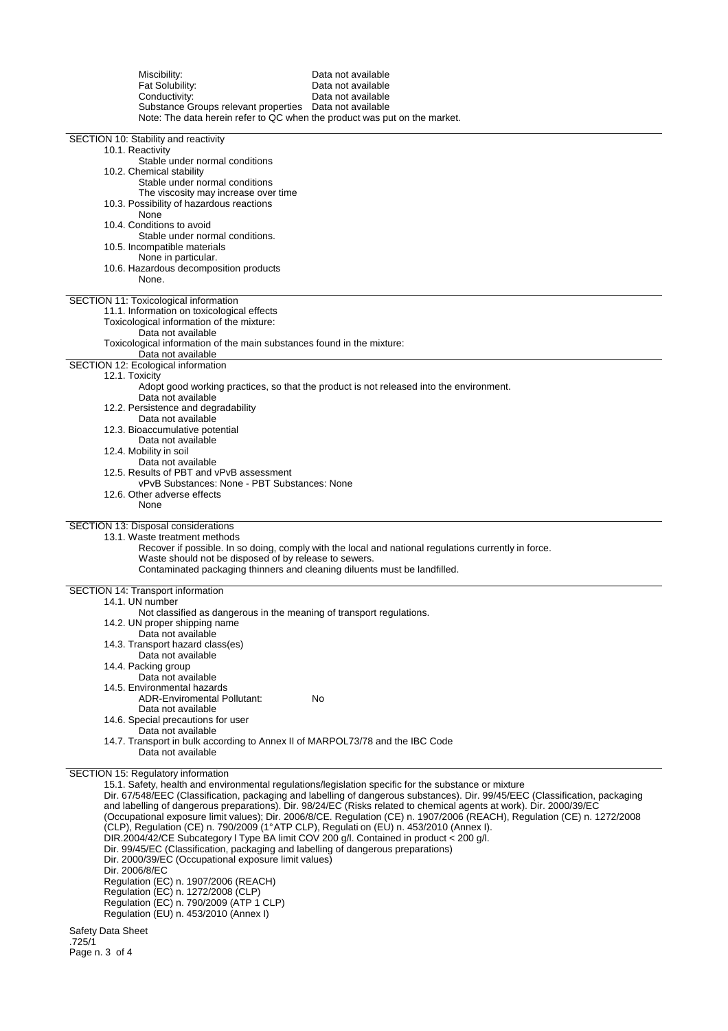| | |
|---|---|
| Miscibility: | Data not available |
| Fat Solubility: | Data not available |
| Conductivity: | Data not available |
| Substance Groups relevant properties | Data not available |

Note: The data herein refer to QC when the product was put on the market.

## SECTION 10: Stability and reactivity

10.1. Reactivity
Stable under normal conditions

10.2. Chemical stability
Stable under normal conditions
The viscosity may increase over time

10.3. Possibility of hazardous reactions
None

10.4. Conditions to avoid
Stable under normal conditions.

10.5. Incompatible materials
None in particular.

10.6. Hazardous decomposition products
None.

## SECTION 11: Toxicological information

11.1. Information on toxicological effects
Toxicological information of the mixture:
Data not available
Toxicological information of the main substances found in the mixture:
Data not available

## SECTION 12: Ecological information

12.1. Toxicity
Adopt good working practices, so that the product is not released into the environment.
Data not available

12.2. Persistence and degradability
Data not available

12.3. Bioaccumulative potential
Data not available

12.4. Mobility in soil
Data not available

12.5. Results of PBT and vPvB assessment
vPvB Substances: None - PBT Substances: None

12.6. Other adverse effects
None

## SECTION 13: Disposal considerations

13.1. Waste treatment methods
Recover if possible. In so doing, comply with the local and national regulations currently in force.
Waste should not be disposed of by release to sewers.
Contaminated packaging thinners and cleaning diluents must be landfilled.

## SECTION 14: Transport information

14.1. UN number
Not classified as dangerous in the meaning of transport regulations.

14.2. UN proper shipping name
Data not available

14.3. Transport hazard class(es)
Data not available

14.4. Packing group
Data not available

14.5. Environmental hazards
ADR-Enviromental Pollutant: No
Data not available

14.6. Special precautions for user
Data not available

14.7. Transport in bulk according to Annex II of MARPOL73/78 and the IBC Code
Data not available

## SECTION 15: Regulatory information

15.1. Safety, health and environmental regulations/legislation specific for the substance or mixture
Dir. 67/548/EEC (Classification, packaging and labelling of dangerous substances). Dir. 99/45/EEC (Classification, packaging and labelling of dangerous preparations). Dir. 98/24/EC (Risks related to chemical agents at work). Dir. 2000/39/EC (Occupational exposure limit values); Dir. 2006/8/CE. Regulation (CE) n. 1907/2006 (REACH), Regulation (CE) n. 1272/2008 (CLP), Regulation (CE) n. 790/2009 (1°ATP CLP), Regulati on (EU) n. 453/2010 (Annex I).
DIR.2004/42/CE Subcategory I Type BA limit COV 200 g/l. Contained in product < 200 g/l.
Dir. 99/45/EC (Classification, packaging and labelling of dangerous preparations)
Dir. 2000/39/EC (Occupational exposure limit values)
Dir. 2006/8/EC
Regulation (EC) n. 1907/2006 (REACH)
Regulation (EC) n. 1272/2008 (CLP)
Regulation (EC) n. 790/2009 (ATP 1 CLP)
Regulation (EU) n. 453/2010 (Annex I)

Safety Data Sheet
.725/1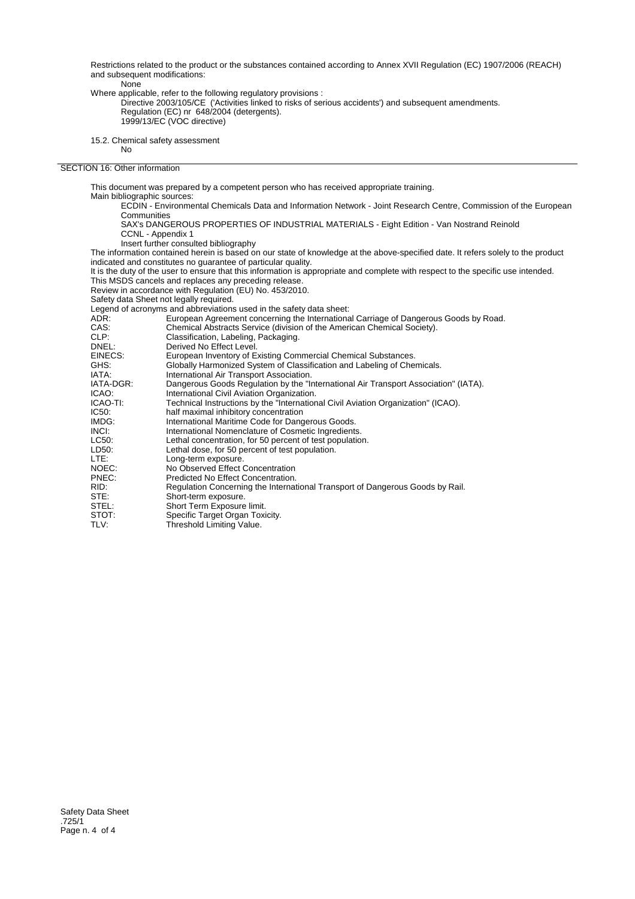Restrictions related to the product or the substances contained according to Annex XVII Regulation (EC) 1907/2006 (REACH) and subsequent modifications:

None

Where applicable, refer to the following regulatory provisions :

Directive 2003/105/CE ('Activities linked to risks of serious accidents') and subsequent amendments.
Regulation (EC) nr 648/2004 (detergents).
1999/13/EC (VOC directive)

15.2. Chemical safety assessment

No

## SECTION 16: Other information

This document was prepared by a competent person who has received appropriate training.

Main bibliographic sources:

ECDIN - Environmental Chemicals Data and Information Network - Joint Research Centre, Commission of the European Communities
SAX's DANGEROUS PROPERTIES OF INDUSTRIAL MATERIALS - Eight Edition - Van Nostrand Reinold
CCNL - Appendix 1
Insert further consulted bibliography

The information contained herein is based on our state of knowledge at the above-specified date. It refers solely to the product indicated and constitutes no guarantee of particular quality.

It is the duty of the user to ensure that this information is appropriate and complete with respect to the specific use intended.

This MSDS cancels and replaces any preceding release.

Review in accordance with Regulation (EU) No. 453/2010.

Safety data Sheet not legally required.

Legend of acronyms and abbreviations used in the safety data sheet:

| | |
|---|---|
| ADR: | European Agreement concerning the International Carriage of Dangerous Goods by Road. |
| CAS: | Chemical Abstracts Service (division of the American Chemical Society). |
| CLP: | Classification, Labeling, Packaging. |
| DNEL: | Derived No Effect Level. |
| EINECS: | European Inventory of Existing Commercial Chemical Substances. |
| GHS: | Globally Harmonized System of Classification and Labeling of Chemicals. |
| IATA: | International Air Transport Association. |
| IATA-DGR: | Dangerous Goods Regulation by the "International Air Transport Association" (IATA). |
| ICAO: | International Civil Aviation Organization. |
| ICAO-TI: | Technical Instructions by the "International Civil Aviation Organization" (ICAO). |
| IC50: | half maximal inhibitory concentration |
| IMDG: | International Maritime Code for Dangerous Goods. |
| INCI: | International Nomenclature of Cosmetic Ingredients. |
| LC50: | Lethal concentration, for 50 percent of test population. |
| LD50: | Lethal dose, for 50 percent of test population. |
| LTE: | Long-term exposure. |
| NOEC: | No Observed Effect Concentration |
| PNEC: | Predicted No Effect Concentration. |
| RID: | Regulation Concerning the International Transport of Dangerous Goods by Rail. |
| STE: | Short-term exposure. |
| STEL: | Short Term Exposure limit. |
| STOT: | Specific Target Organ Toxicity. |
| TLV: | Threshold Limiting Value. |

Safety Data Sheet
.725/1